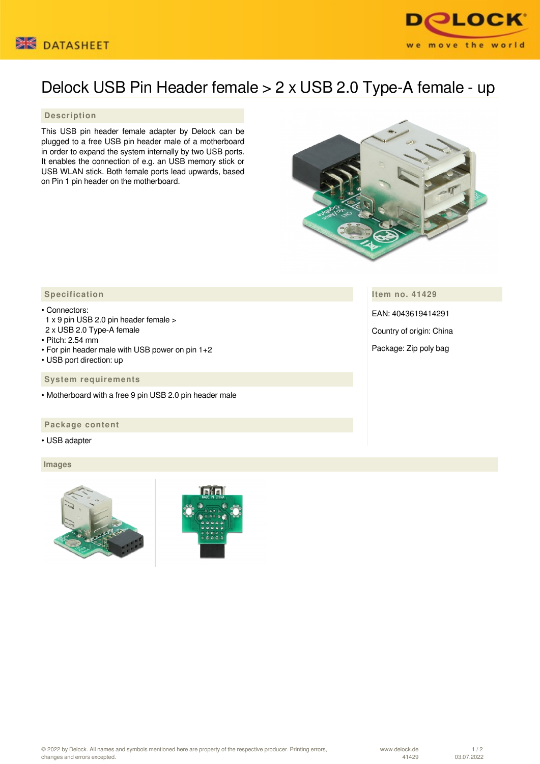# Delock USB Pin Header female > 2 x USB 2.0 Type-A female - up

## Description

This USB pin header female adapter by Delock can be plugged to a free USB pin header male of a motherboard in order to expand the system internally by two USB ports. It enables the connection of e.g. an USB memory stick or USB WLAN stick. Both female ports lead upwards, based on Pin 1 pin header on the motherboard.

## Specification

- Connectors:
  1 x 9 pin USB 2.0 pin header female >
  2 x USB 2.0 Type-A female
- Pitch: 2.54 mm
- For pin header male with USB power on pin 1+2
- USB port direction: up

## System requirements

- Motherboard with a free 9 pin USB 2.0 pin header male

## Package content

- USB adapter

## Item no. 41429

EAN: 4043619414291

Country of origin: China

Package: Zip poly bag

## Images

© 2022 by Delock. All names and symbols mentioned here are property of the respective producer. Printing errors, changes and errors excepted.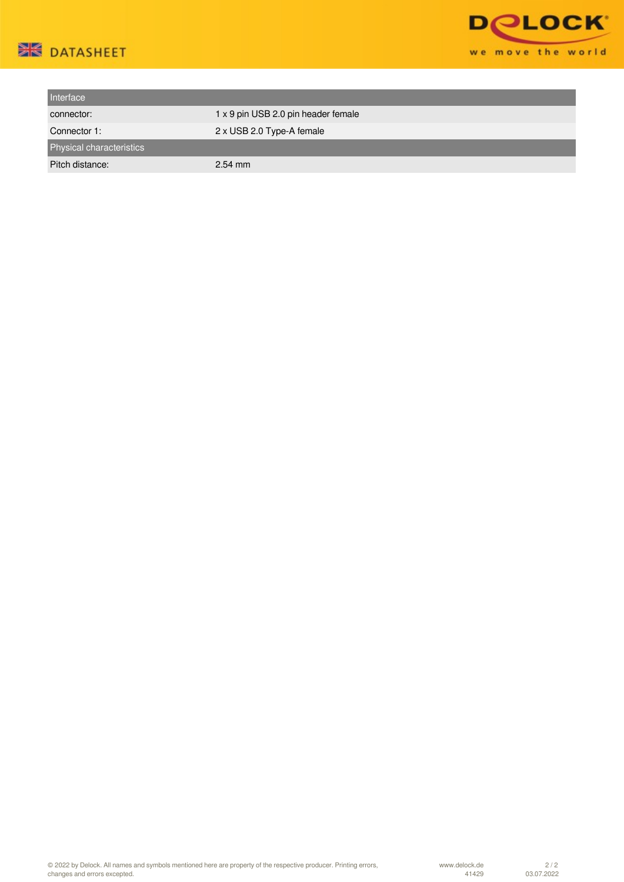| | |
|---|---|
| **Interface** | |
| connector: | 1 x 9 pin USB 2.0 pin header female |
| Connector 1: | 2 x USB 2.0 Type-A female |
| **Physical characteristics** | |
| Pitch distance: | 2.54 mm |